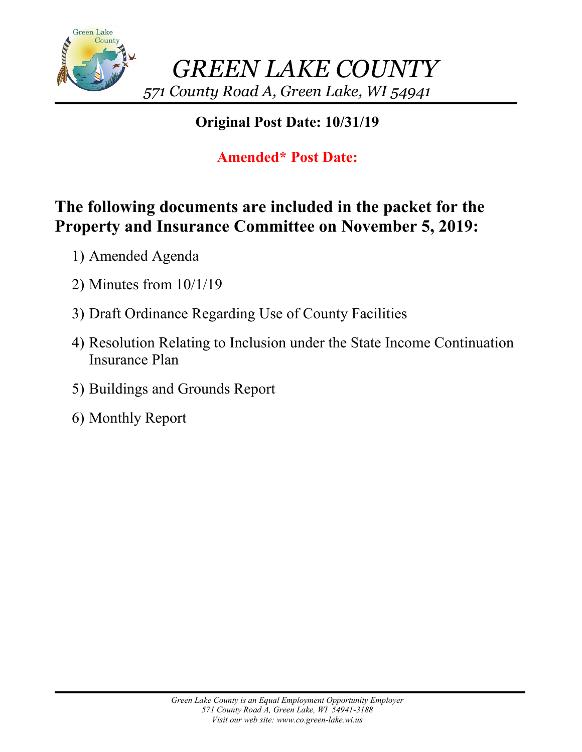# *GREEN LAKE COUNTY*

*571 County Road A, Green Lake, WI 54941*

**Original Post Date: 10/31/19**

**Amended* Post Date:**

## The following documents are included in the packet for the Property and Insurance Committee on November 5, 2019:

1) Amended Agenda
2) Minutes from 10/1/19
3) Draft Ordinance Regarding Use of County Facilities
4) Resolution Relating to Inclusion under the State Income Continuation Insurance Plan
5) Buildings and Grounds Report
6) Monthly Report

*Green Lake County is an Equal Employment Opportunity Employer*
*571 County Road A, Green Lake, WI 54941-3188*
*Visit our web site: www.co.green-lake.wi.us*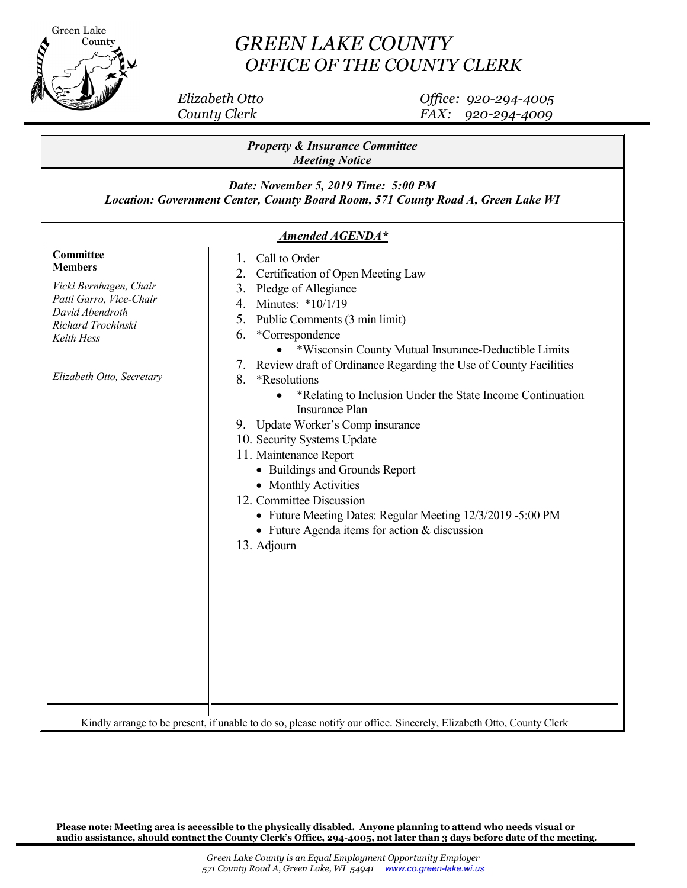Green Lake County

# GREEN LAKE COUNTY
## OFFICE OF THE COUNTY CLERK

*Elizabeth Otto*
*County Clerk*

*Office: 920-294-4005*
*FAX: 920-294-4009*

***Property & Insurance Committee***
***Meeting Notice***

***Date: November 5, 2019 Time: 5:00 PM***
***Location: Government Center, County Board Room, 571 County Road A, Green Lake WI***

***Amended AGENDA\****

**Committee Members**

*Vicki Bernhagen, Chair*
*Patti Garro, Vice-Chair*
*David Abendroth*
*Richard Trochinski*
*Keith Hess*

*Elizabeth Otto, Secretary*

1. Call to Order
2. Certification of Open Meeting Law
3. Pledge of Allegiance
4. Minutes: *10/1/19
5. Public Comments (3 min limit)
6. *Correspondence
   - *Wisconsin County Mutual Insurance-Deductible Limits
7. Review draft of Ordinance Regarding the Use of County Facilities
8. *Resolutions
   - *Relating to Inclusion Under the State Income Continuation Insurance Plan
9. Update Worker's Comp insurance
10. Security Systems Update
11. Maintenance Report
    - Buildings and Grounds Report
    - Monthly Activities
12. Committee Discussion
    - Future Meeting Dates: Regular Meeting 12/3/2019 -5:00 PM
    - Future Agenda items for action & discussion
13. Adjourn

Kindly arrange to be present, if unable to do so, please notify our office. Sincerely, Elizabeth Otto, County Clerk

**Please note: Meeting area is accessible to the physically disabled. Anyone planning to attend who needs visual or audio assistance, should contact the County Clerk's Office, 294-4005, not later than 3 days before date of the meeting.**

*Green Lake County is an Equal Employment Opportunity Employer*
*571 County Road A, Green Lake, WI 54941* www.co.green-lake.wi.us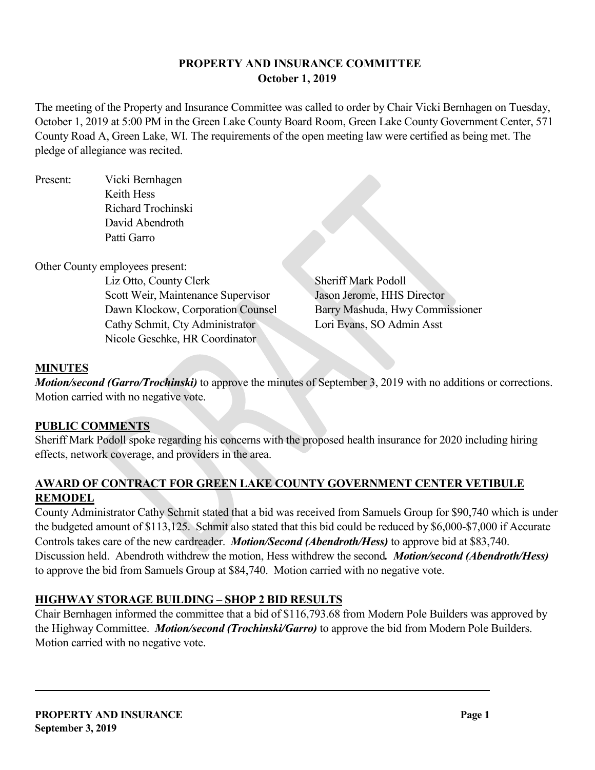## PROPERTY AND INSURANCE COMMITTEE
## October 1, 2019

The meeting of the Property and Insurance Committee was called to order by Chair Vicki Bernhagen on Tuesday, October 1, 2019 at 5:00 PM in the Green Lake County Board Room, Green Lake County Government Center, 571 County Road A, Green Lake, WI. The requirements of the open meeting law were certified as being met. The pledge of allegiance was recited.

Present:
- Vicki Bernhagen
- Keith Hess
- Richard Trochinski
- David Abendroth
- Patti Garro

Other County employees present:

- Liz Otto, County Clerk
- Scott Weir, Maintenance Supervisor
- Dawn Klockow, Corporation Counsel
- Cathy Schmit, Cty Administrator
- Nicole Geschke, HR Coordinator
- Sheriff Mark Podoll
- Jason Jerome, HHS Director
- Barry Mashuda, Hwy Commissioner
- Lori Evans, SO Admin Asst

### MINUTES

***Motion/second (Garro/Trochinski)*** to approve the minutes of September 3, 2019 with no additions or corrections. Motion carried with no negative vote.

### PUBLIC COMMENTS

Sheriff Mark Podoll spoke regarding his concerns with the proposed health insurance for 2020 including hiring effects, network coverage, and providers in the area.

### AWARD OF CONTRACT FOR GREEN LAKE COUNTY GOVERNMENT CENTER VETIBULE REMODEL

County Administrator Cathy Schmit stated that a bid was received from Samuels Group for $90,740 which is under the budgeted amount of $113,125. Schmit also stated that this bid could be reduced by $6,000-$7,000 if Accurate Controls takes care of the new cardreader. ***Motion/Second (Abendroth/Hess)*** to approve bid at $83,740. Discussion held. Abendroth withdrew the motion, Hess withdrew the second. ***Motion/second (Abendroth/Hess)*** to approve the bid from Samuels Group at $84,740. Motion carried with no negative vote.

### HIGHWAY STORAGE BUILDING – SHOP 2 BID RESULTS

Chair Bernhagen informed the committee that a bid of $116,793.68 from Modern Pole Builders was approved by the Highway Committee. ***Motion/second (Trochinski/Garro)*** to approve the bid from Modern Pole Builders. Motion carried with no negative vote.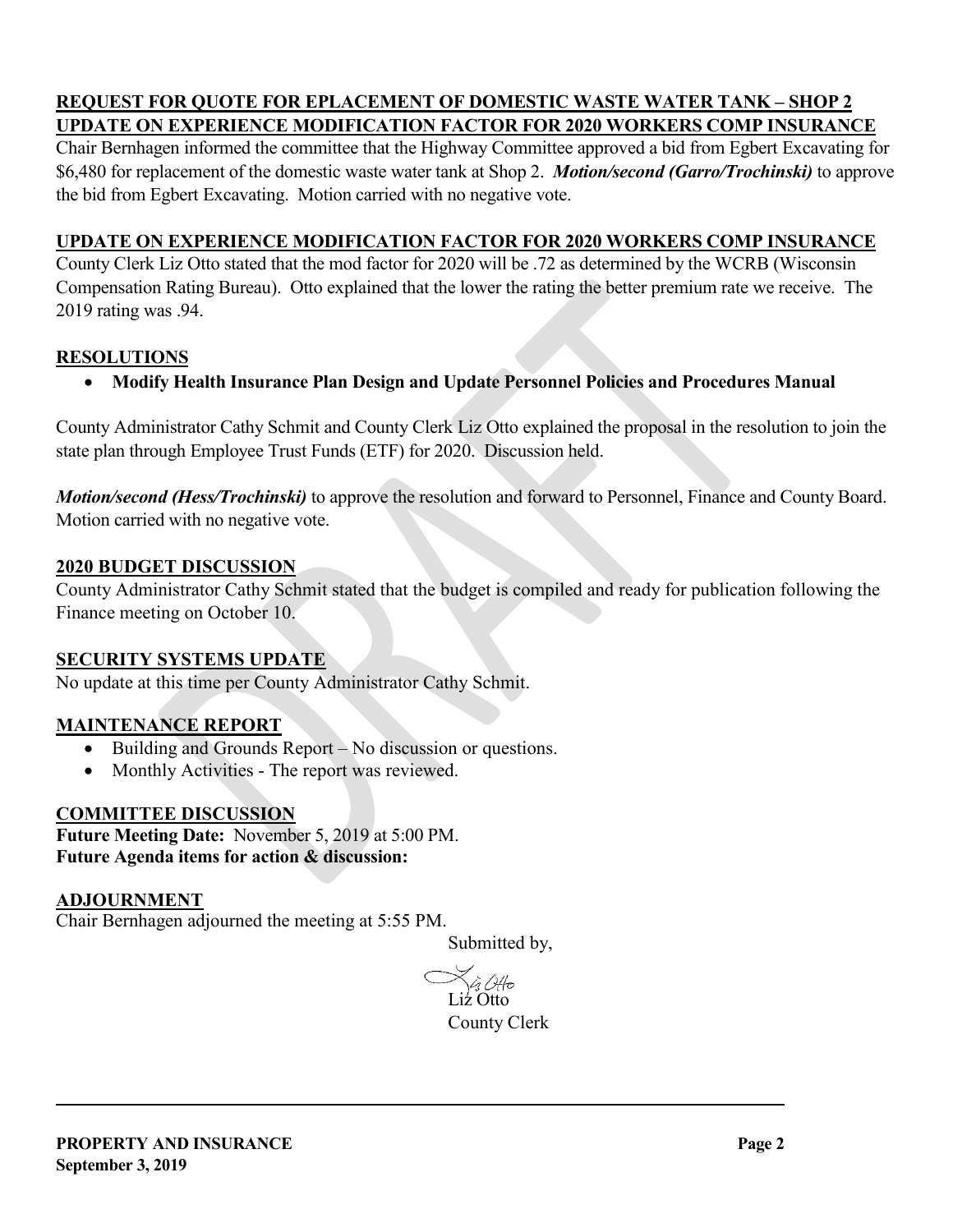**REQUEST FOR QUOTE FOR EPLACEMENT OF DOMESTIC WASTE WATER TANK – SHOP 2**
**UPDATE ON EXPERIENCE MODIFICATION FACTOR FOR 2020 WORKERS COMP INSURANCE**

Chair Bernhagen informed the committee that the Highway Committee approved a bid from Egbert Excavating for $6,480 for replacement of the domestic waste water tank at Shop 2. ***Motion/second (Garro/Trochinski)*** to approve the bid from Egbert Excavating. Motion carried with no negative vote.

**UPDATE ON EXPERIENCE MODIFICATION FACTOR FOR 2020 WORKERS COMP INSURANCE**

County Clerk Liz Otto stated that the mod factor for 2020 will be .72 as determined by the WCRB (Wisconsin Compensation Rating Bureau). Otto explained that the lower the rating the better premium rate we receive. The 2019 rating was .94.

**RESOLUTIONS**

- **Modify Health Insurance Plan Design and Update Personnel Policies and Procedures Manual**

County Administrator Cathy Schmit and County Clerk Liz Otto explained the proposal in the resolution to join the state plan through Employee Trust Funds (ETF) for 2020. Discussion held.

***Motion/second (Hess/Trochinski)*** to approve the resolution and forward to Personnel, Finance and County Board. Motion carried with no negative vote.

**2020 BUDGET DISCUSSION**

County Administrator Cathy Schmit stated that the budget is compiled and ready for publication following the Finance meeting on October 10.

**SECURITY SYSTEMS UPDATE**

No update at this time per County Administrator Cathy Schmit.

**MAINTENANCE REPORT**

- Building and Grounds Report – No discussion or questions.
- Monthly Activities - The report was reviewed.

**COMMITTEE DISCUSSION**

**Future Meeting Date:** November 5, 2019 at 5:00 PM.
**Future Agenda items for action & discussion:**

**ADJOURNMENT**

Chair Bernhagen adjourned the meeting at 5:55 PM.

Submitted by,

Liz Otto
County Clerk

**PROPERTY AND INSURANCE**
**September 3, 2019**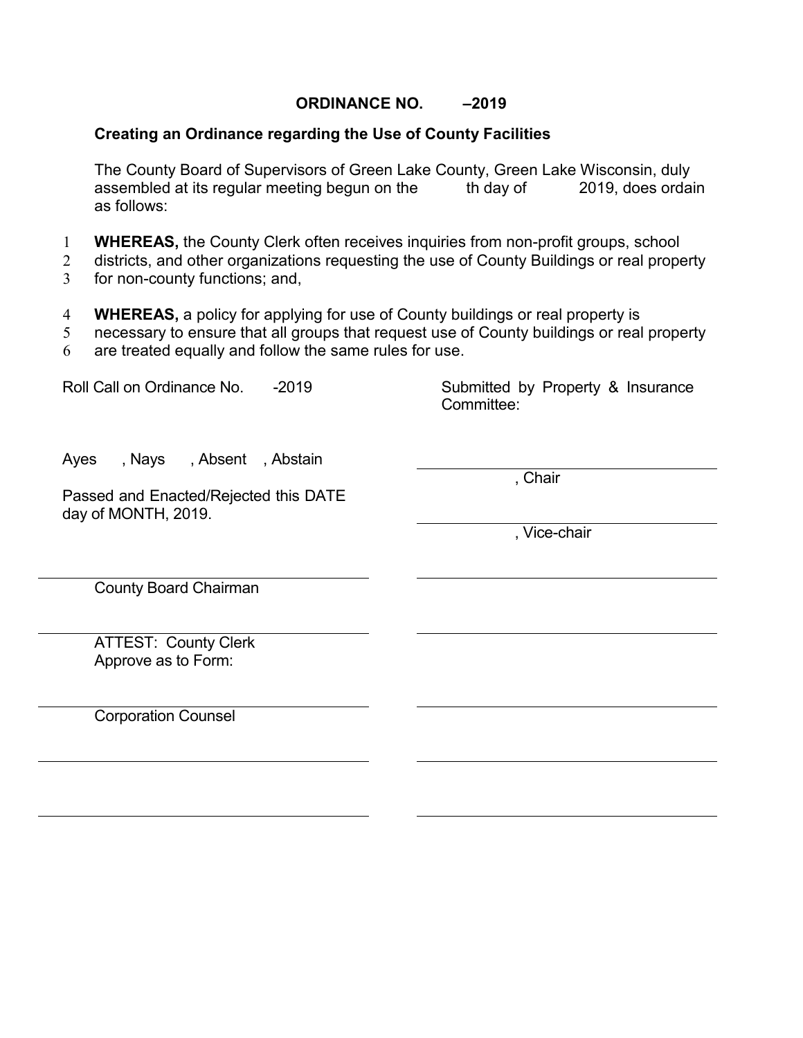**ORDINANCE NO. –2019**

**Creating an Ordinance regarding the Use of County Facilities**

The County Board of Supervisors of Green Lake County, Green Lake Wisconsin, duly assembled at its regular meeting begun on the th day of 2019, does ordain as follows:

1 **WHEREAS,** the County Clerk often receives inquiries from non-profit groups, school
2 districts, and other organizations requesting the use of County Buildings or real property
3 for non-county functions; and,

4 **WHEREAS,** a policy for applying for use of County buildings or real property is
5 necessary to ensure that all groups that request use of County buildings or real property
6 are treated equally and follow the same rules for use.

Roll Call on Ordinance No. -2019

Ayes , Nays , Absent , Abstain

Passed and Enacted/Rejected this DATE day of MONTH, 2019.

\_\_\_\_\_\_\_\_\_\_\_\_\_\_\_\_\_\_\_\_\_\_\_\_\_\_\_\_
County Board Chairman

\_\_\_\_\_\_\_\_\_\_\_\_\_\_\_\_\_\_\_\_\_\_\_\_\_\_\_\_
ATTEST: County Clerk
Approve as to Form:

\_\_\_\_\_\_\_\_\_\_\_\_\_\_\_\_\_\_\_\_\_\_\_\_\_\_\_\_
Corporation Counsel

Submitted by Property & Insurance Committee:

\_\_\_\_\_\_\_\_\_\_\_\_\_\_\_\_\_\_\_\_\_\_\_\_\_\_\_\_
, Chair

\_\_\_\_\_\_\_\_\_\_\_\_\_\_\_\_\_\_\_\_\_\_\_\_\_\_\_\_
, Vice-chair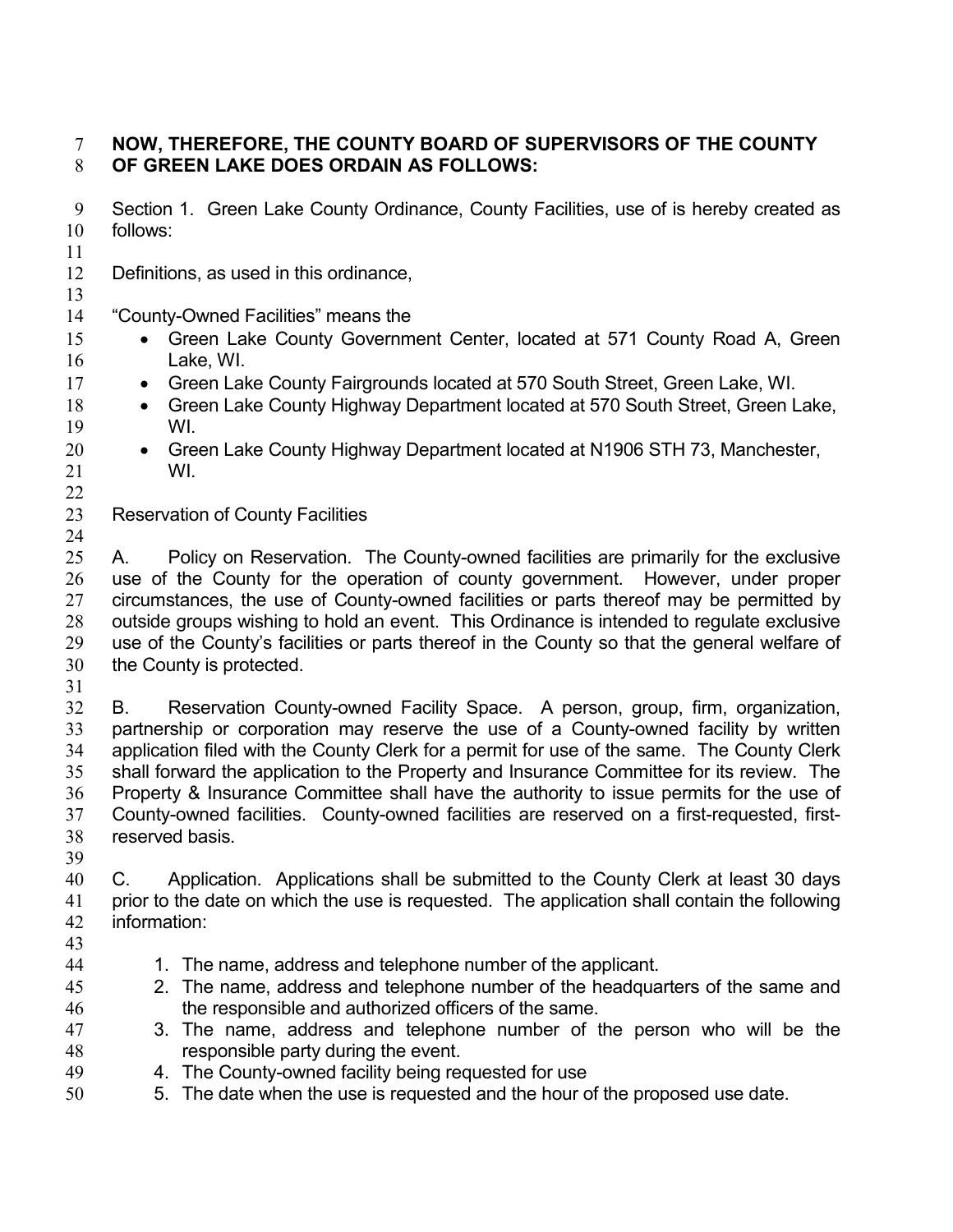**NOW, THEREFORE, THE COUNTY BOARD OF SUPERVISORS OF THE COUNTY OF GREEN LAKE DOES ORDAIN AS FOLLOWS:**

Section 1. Green Lake County Ordinance, County Facilities, use of is hereby created as follows:

Definitions, as used in this ordinance,

"County-Owned Facilities" means the

- Green Lake County Government Center, located at 571 County Road A, Green Lake, WI.
- Green Lake County Fairgrounds located at 570 South Street, Green Lake, WI.
- Green Lake County Highway Department located at 570 South Street, Green Lake, WI.
- Green Lake County Highway Department located at N1906 STH 73, Manchester, WI.

Reservation of County Facilities

A. Policy on Reservation. The County-owned facilities are primarily for the exclusive use of the County for the operation of county government. However, under proper circumstances, the use of County-owned facilities or parts thereof may be permitted by outside groups wishing to hold an event. This Ordinance is intended to regulate exclusive use of the County's facilities or parts thereof in the County so that the general welfare of the County is protected.

B. Reservation County-owned Facility Space. A person, group, firm, organization, partnership or corporation may reserve the use of a County-owned facility by written application filed with the County Clerk for a permit for use of the same. The County Clerk shall forward the application to the Property and Insurance Committee for its review. The Property & Insurance Committee shall have the authority to issue permits for the use of County-owned facilities. County-owned facilities are reserved on a first-requested, first-reserved basis.

C. Application. Applications shall be submitted to the County Clerk at least 30 days prior to the date on which the use is requested. The application shall contain the following information:

1. The name, address and telephone number of the applicant.
2. The name, address and telephone number of the headquarters of the same and the responsible and authorized officers of the same.
3. The name, address and telephone number of the person who will be the responsible party during the event.
4. The County-owned facility being requested for use
5. The date when the use is requested and the hour of the proposed use date.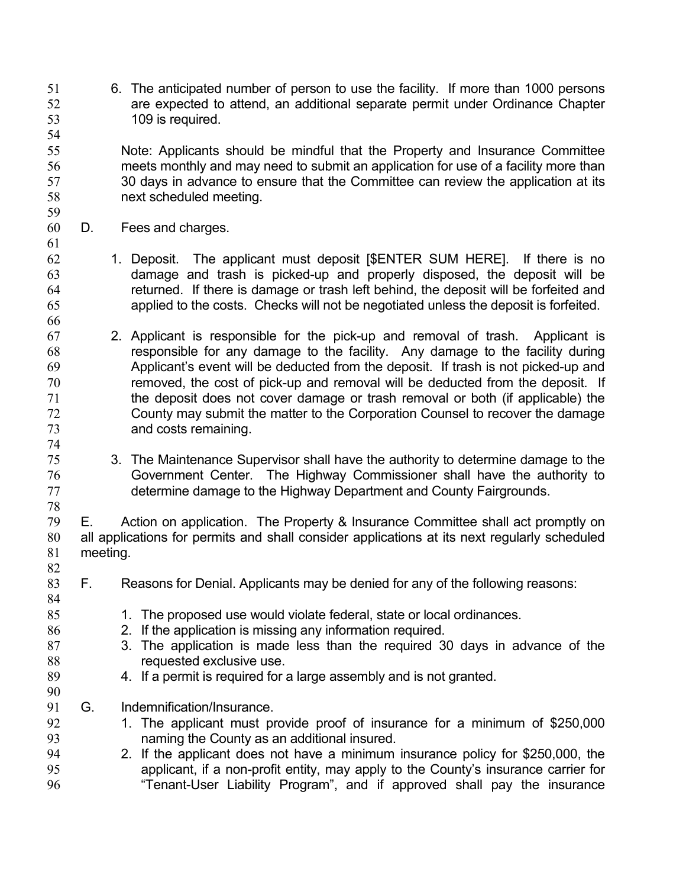6. The anticipated number of person to use the facility. If more than 1000 persons are expected to attend, an additional separate permit under Ordinance Chapter 109 is required.

Note: Applicants should be mindful that the Property and Insurance Committee meets monthly and may need to submit an application for use of a facility more than 30 days in advance to ensure that the Committee can review the application at its next scheduled meeting.

D. Fees and charges.

1. Deposit. The applicant must deposit [$ENTER SUM HERE]. If there is no damage and trash is picked-up and properly disposed, the deposit will be returned. If there is damage or trash left behind, the deposit will be forfeited and applied to the costs. Checks will not be negotiated unless the deposit is forfeited.

2. Applicant is responsible for the pick-up and removal of trash. Applicant is responsible for any damage to the facility. Any damage to the facility during Applicant's event will be deducted from the deposit. If trash is not picked-up and removed, the cost of pick-up and removal will be deducted from the deposit. If the deposit does not cover damage or trash removal or both (if applicable) the County may submit the matter to the Corporation Counsel to recover the damage and costs remaining.

3. The Maintenance Supervisor shall have the authority to determine damage to the Government Center. The Highway Commissioner shall have the authority to determine damage to the Highway Department and County Fairgrounds.

E. Action on application. The Property & Insurance Committee shall act promptly on all applications for permits and shall consider applications at its next regularly scheduled meeting.

F. Reasons for Denial. Applicants may be denied for any of the following reasons:

1. The proposed use would violate federal, state or local ordinances.
2. If the application is missing any information required.
3. The application is made less than the required 30 days in advance of the requested exclusive use.
4. If a permit is required for a large assembly and is not granted.

G. Indemnification/Insurance.

1. The applicant must provide proof of insurance for a minimum of $250,000 naming the County as an additional insured.
2. If the applicant does not have a minimum insurance policy for $250,000, the applicant, if a non-profit entity, may apply to the County's insurance carrier for "Tenant-User Liability Program", and if approved shall pay the insurance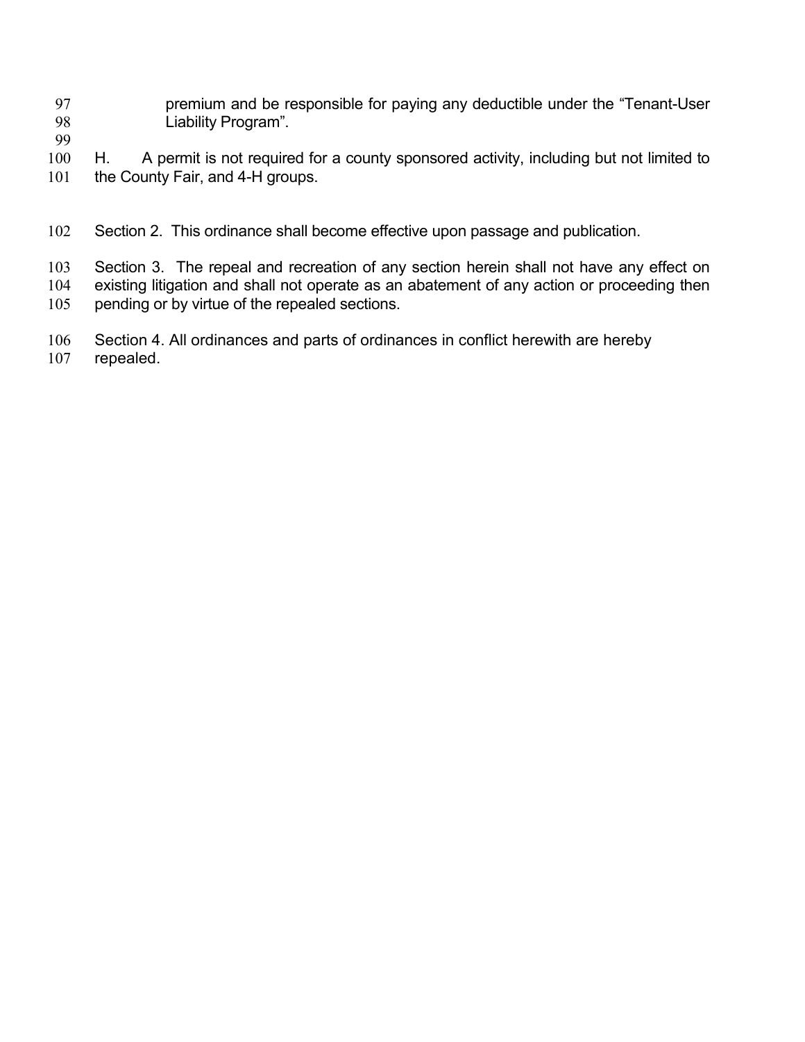premium and be responsible for paying any deductible under the "Tenant-User Liability Program".

H. A permit is not required for a county sponsored activity, including but not limited to the County Fair, and 4-H groups.

Section 2. This ordinance shall become effective upon passage and publication.

Section 3. The repeal and recreation of any section herein shall not have any effect on existing litigation and shall not operate as an abatement of any action or proceeding then pending or by virtue of the repealed sections.

Section 4. All ordinances and parts of ordinances in conflict herewith are hereby repealed.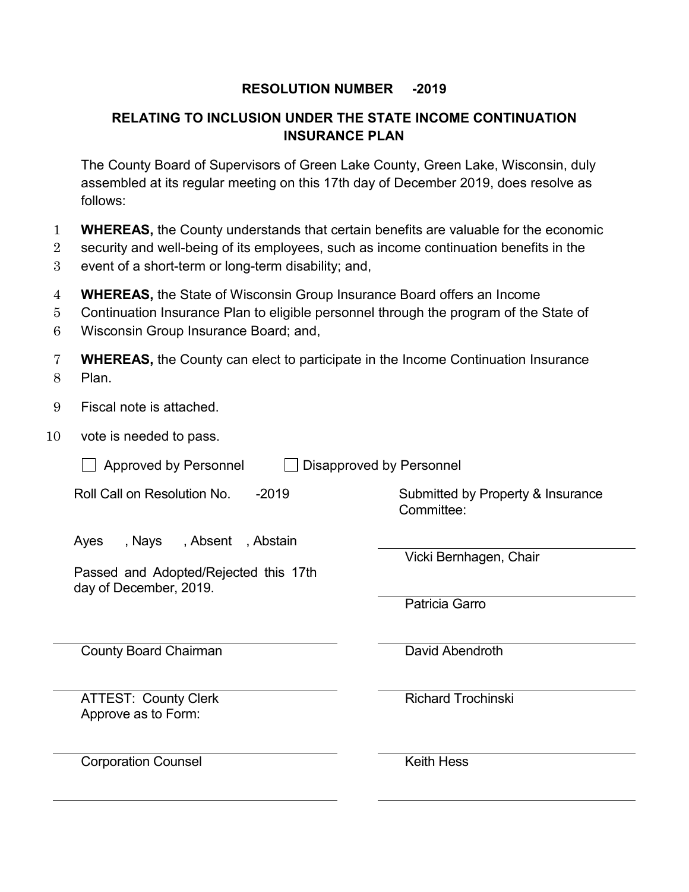# RESOLUTION NUMBER -2019

## RELATING TO INCLUSION UNDER THE STATE INCOME CONTINUATION INSURANCE PLAN

The County Board of Supervisors of Green Lake County, Green Lake, Wisconsin, duly assembled at its regular meeting on this 17th day of December 2019, does resolve as follows:

1 **WHEREAS,** the County understands that certain benefits are valuable for the economic
2 security and well-being of its employees, such as income continuation benefits in the
3 event of a short-term or long-term disability; and,

4 **WHEREAS,** the State of Wisconsin Group Insurance Board offers an Income
5 Continuation Insurance Plan to eligible personnel through the program of the State of
6 Wisconsin Group Insurance Board; and,

7 **WHEREAS,** the County can elect to participate in the Income Continuation Insurance
8 Plan.

9 Fiscal note is attached.

10 vote is needed to pass.

☐ Approved by Personnel ☐ Disapproved by Personnel

Roll Call on Resolution No. -2019

Ayes , Nays , Absent , Abstain

Passed and Adopted/Rejected this 17th day of December, 2019.

\_\_\_\_\_\_\_\_\_\_\_\_\_\_\_\_\_\_\_\_\_\_\_\_
County Board Chairman

\_\_\_\_\_\_\_\_\_\_\_\_\_\_\_\_\_\_\_\_\_\_\_\_
ATTEST: County Clerk
Approve as to Form:

\_\_\_\_\_\_\_\_\_\_\_\_\_\_\_\_\_\_\_\_\_\_\_\_
Corporation Counsel

Submitted by Property & Insurance Committee:

\_\_\_\_\_\_\_\_\_\_\_\_\_\_\_\_\_\_\_\_\_\_\_\_
Vicki Bernhagen, Chair

\_\_\_\_\_\_\_\_\_\_\_\_\_\_\_\_\_\_\_\_\_\_\_\_
Patricia Garro

\_\_\_\_\_\_\_\_\_\_\_\_\_\_\_\_\_\_\_\_\_\_\_\_
David Abendroth

\_\_\_\_\_\_\_\_\_\_\_\_\_\_\_\_\_\_\_\_\_\_\_\_
Richard Trochinski

\_\_\_\_\_\_\_\_\_\_\_\_\_\_\_\_\_\_\_\_\_\_\_\_
Keith Hess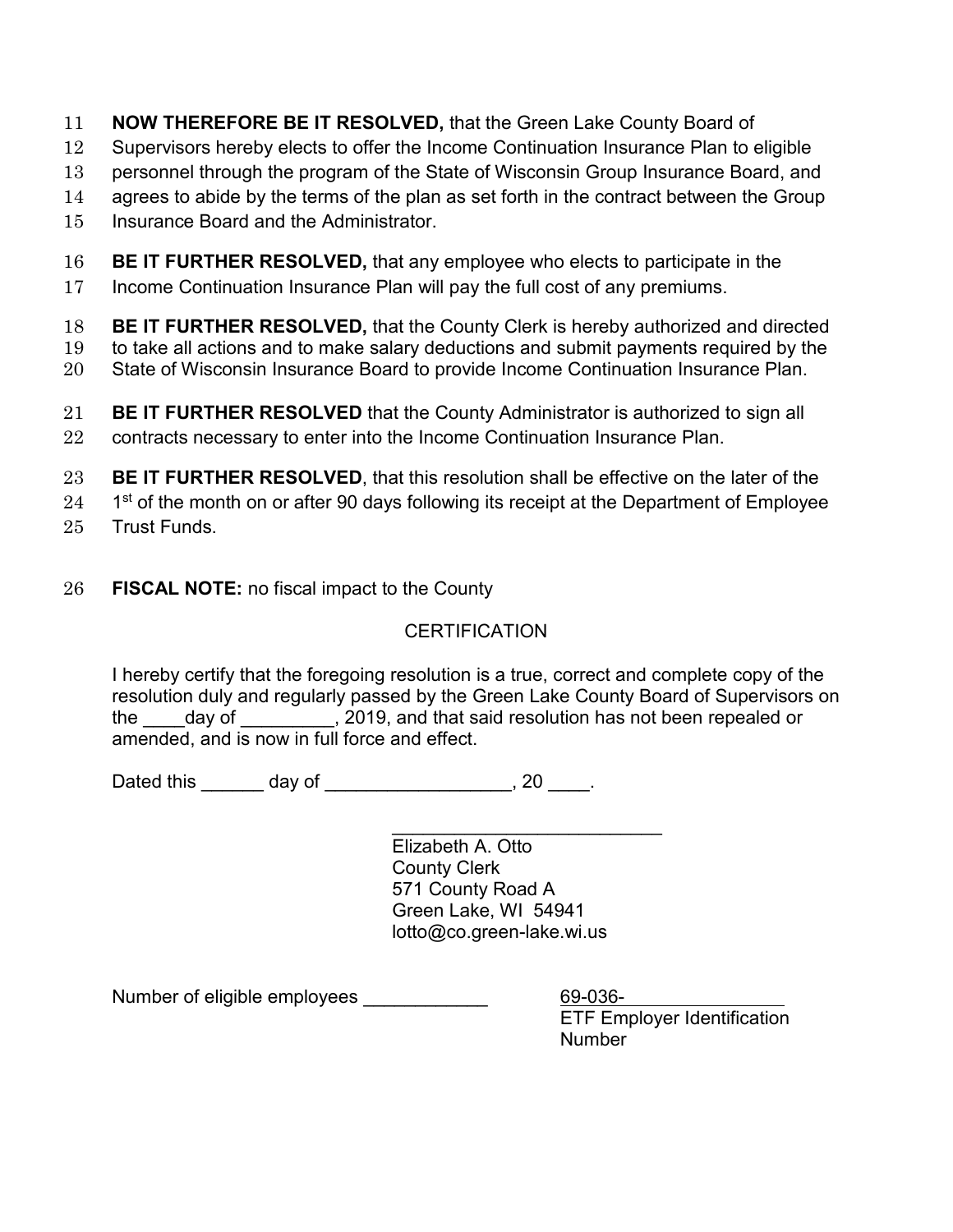**NOW THEREFORE BE IT RESOLVED,** that the Green Lake County Board of Supervisors hereby elects to offer the Income Continuation Insurance Plan to eligible personnel through the program of the State of Wisconsin Group Insurance Board, and agrees to abide by the terms of the plan as set forth in the contract between the Group Insurance Board and the Administrator.

**BE IT FURTHER RESOLVED,** that any employee who elects to participate in the Income Continuation Insurance Plan will pay the full cost of any premiums.

**BE IT FURTHER RESOLVED,** that the County Clerk is hereby authorized and directed to take all actions and to make salary deductions and submit payments required by the State of Wisconsin Insurance Board to provide Income Continuation Insurance Plan.

**BE IT FURTHER RESOLVED** that the County Administrator is authorized to sign all contracts necessary to enter into the Income Continuation Insurance Plan.

**BE IT FURTHER RESOLVED**, that this resolution shall be effective on the later of the 1st of the month on or after 90 days following its receipt at the Department of Employee Trust Funds.

**FISCAL NOTE:** no fiscal impact to the County

CERTIFICATION

I hereby certify that the foregoing resolution is a true, correct and complete copy of the resolution duly and regularly passed by the Green Lake County Board of Supervisors on the ____day of _________, 2019, and that said resolution has not been repealed or amended, and is now in full force and effect.

Dated this ______ day of __________________, 20 ____.

___________________________
Elizabeth A. Otto
County Clerk
571 County Road A
Green Lake, WI 54941
lotto@co.green-lake.wi.us

Number of eligible employees ____________

69-036-________________
ETF Employer Identification Number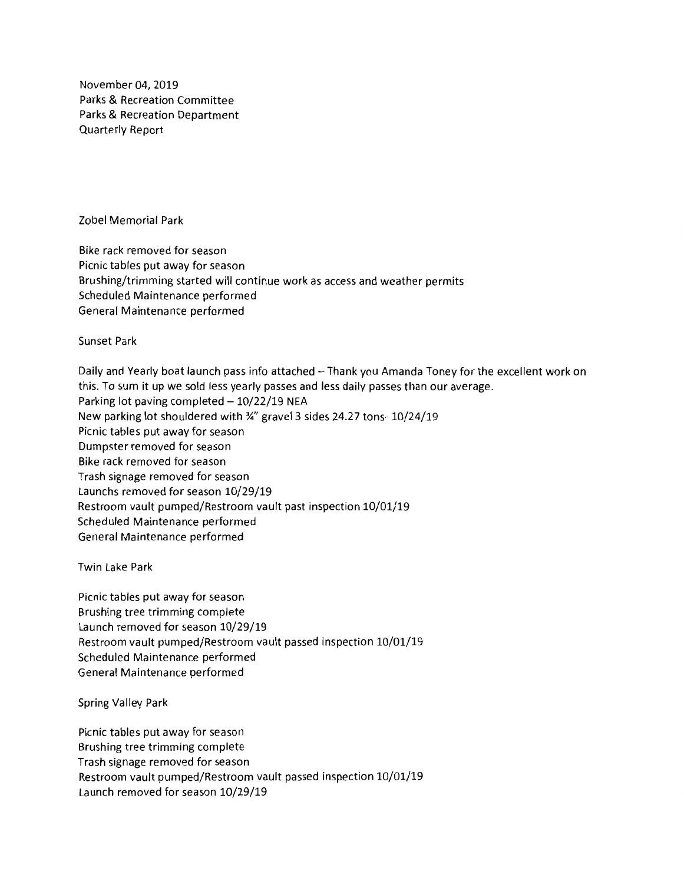November 04, 2019
Parks & Recreation Committee
Parks & Recreation Department
Quarterly Report

## Zobel Memorial Park

Bike rack removed for season
Picnic tables put away for season
Brushing/trimming started will continue work as access and weather permits
Scheduled Maintenance performed
General Maintenance performed

## Sunset Park

Daily and Yearly boat launch pass info attached – Thank you Amanda Toney for the excellent work on this. To sum it up we sold less yearly passes and less daily passes than our average.
Parking lot paving completed – 10/22/19 NEA
New parking lot shouldered with ¾" gravel 3 sides 24.27 tons- 10/24/19
Picnic tables put away for season
Dumpster removed for season
Bike rack removed for season
Trash signage removed for season
Launchs removed for season 10/29/19
Restroom vault pumped/Restroom vault past inspection 10/01/19
Scheduled Maintenance performed
General Maintenance performed

## Twin Lake Park

Picnic tables put away for season
Brushing tree trimming complete
Launch removed for season 10/29/19
Restroom vault pumped/Restroom vault passed inspection 10/01/19
Scheduled Maintenance performed
General Maintenance performed

## Spring Valley Park

Picnic tables put away for season
Brushing tree trimming complete
Trash signage removed for season
Restroom vault pumped/Restroom vault passed inspection 10/01/19
Launch removed for season 10/29/19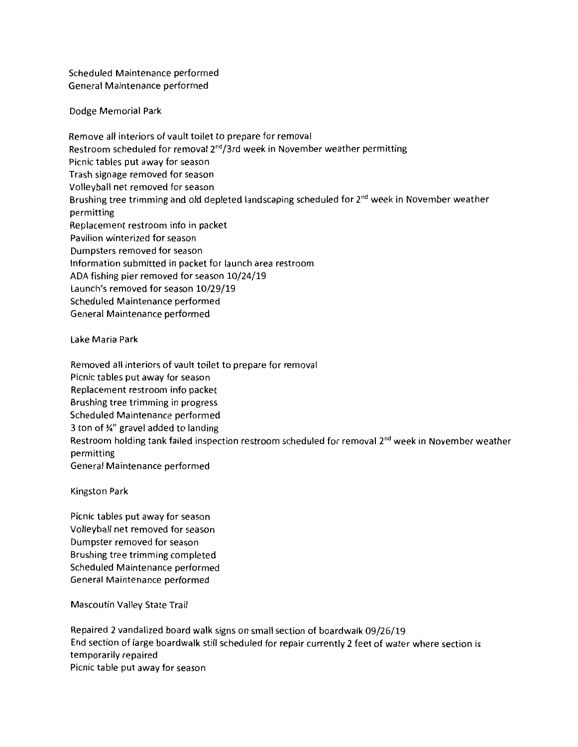Scheduled Maintenance performed
General Maintenance performed

Dodge Memorial Park

Remove all interiors of vault toilet to prepare for removal
Restroom scheduled for removal 2nd/3rd week in November weather permitting
Picnic tables put away for season
Trash signage removed for season
Volleyball net removed for season
Brushing tree trimming and old depleted landscaping scheduled for 2nd week in November weather permitting
Replacement restroom info in packet
Pavilion winterized for season
Dumpsters removed for season
Information submitted in packet for launch area restroom
ADA fishing pier removed for season 10/24/19
Launch's removed for season 10/29/19
Scheduled Maintenance performed
General Maintenance performed

Lake Maria Park

Removed all interiors of vault toilet to prepare for removal
Picnic tables put away for season
Replacement restroom info packet
Brushing tree trimming in progress
Scheduled Maintenance performed
3 ton of ¾" gravel added to landing
Restroom holding tank failed inspection restroom scheduled for removal 2nd week in November weather permitting
General Maintenance performed

Kingston Park

Picnic tables put away for season
Volleyball net removed for season
Dumpster removed for season
Brushing tree trimming completed
Scheduled Maintenance performed
General Maintenance performed

Mascoutin Valley State Trail

Repaired 2 vandalized board walk signs on small section of boardwalk 09/26/19
End section of large boardwalk still scheduled for repair currently 2 feet of water where section is temporarily repaired
Picnic table put away for season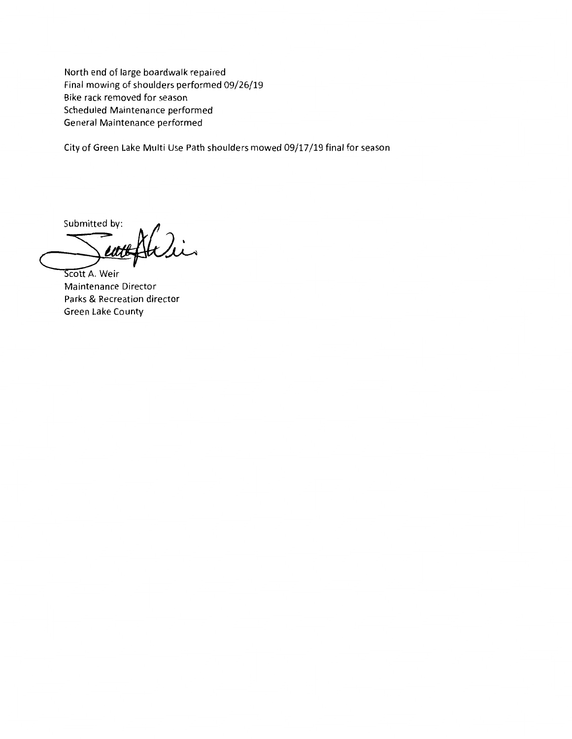North end of large boardwalk repaired
Final mowing of shoulders performed 09/26/19
Bike rack removed for season
Scheduled Maintenance performed
General Maintenance performed

City of Green Lake Multi Use Path shoulders mowed 09/17/19 final for season

Submitted by:

Scott A. Weir
Maintenance Director
Parks & Recreation director
Green Lake County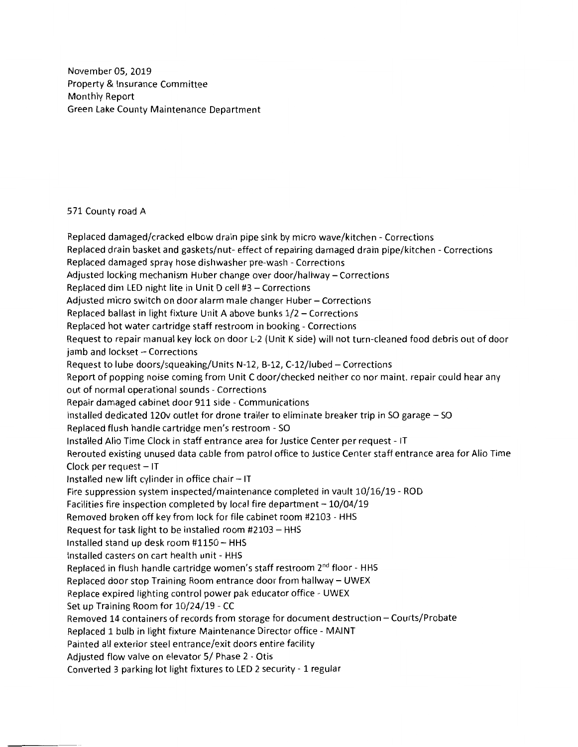November 05, 2019
Property & Insurance Committee
Monthly Report
Green Lake County Maintenance Department

571 County road A

Replaced damaged/cracked elbow drain pipe sink by micro wave/kitchen - Corrections
Replaced drain basket and gaskets/nut- effect of repairing damaged drain pipe/kitchen - Corrections
Replaced damaged spray hose dishwasher pre-wash - Corrections
Adjusted locking mechanism Huber change over door/hallway – Corrections
Replaced dim LED night lite in Unit D cell #3 – Corrections
Adjusted micro switch on door alarm male changer Huber – Corrections
Replaced ballast in light fixture Unit A above bunks 1/2 – Corrections
Replaced hot water cartridge staff restroom in booking - Corrections
Request to repair manual key lock on door L-2 (Unit K side) will not turn-cleaned food debris out of door jamb and lockset – Corrections
Request to lube doors/squeaking/Units N-12, B-12, C-12/lubed – Corrections
Report of popping noise coming from Unit C door/checked neither co nor maint. repair could hear any out of normal operational sounds - Corrections
Repair damaged cabinet door 911 side - Communications
Installed dedicated 120v outlet for drone trailer to eliminate breaker trip in SO garage – SO
Replaced flush handle cartridge men's restroom - SO
Installed Alio Time Clock in staff entrance area for Justice Center per request - IT
Rerouted existing unused data cable from patrol office to Justice Center staff entrance area for Alio Time Clock per request – IT
Installed new lift cylinder in office chair – IT
Fire suppression system inspected/maintenance completed in vault 10/16/19 - ROD
Facilities fire inspection completed by local fire department – 10/04/19
Removed broken off key from lock for file cabinet room #2103 - HHS
Request for task light to be installed room #2103 – HHS
Installed stand up desk room #1150 – HHS
Installed casters on cart health unit - HHS
Replaced in flush handle cartridge women's staff restroom 2nd floor - HHS
Replaced door stop Training Room entrance door from hallway – UWEX
Replace expired lighting control power pak educator office - UWEX
Set up Training Room for 10/24/19 - CC
Removed 14 containers of records from storage for document destruction – Courts/Probate
Replaced 1 bulb in light fixture Maintenance Director office - MAINT
Painted all exterior steel entrance/exit doors entire facility
Adjusted flow valve on elevator 5/ Phase 2 - Otis
Converted 3 parking lot light fixtures to LED 2 security - 1 regular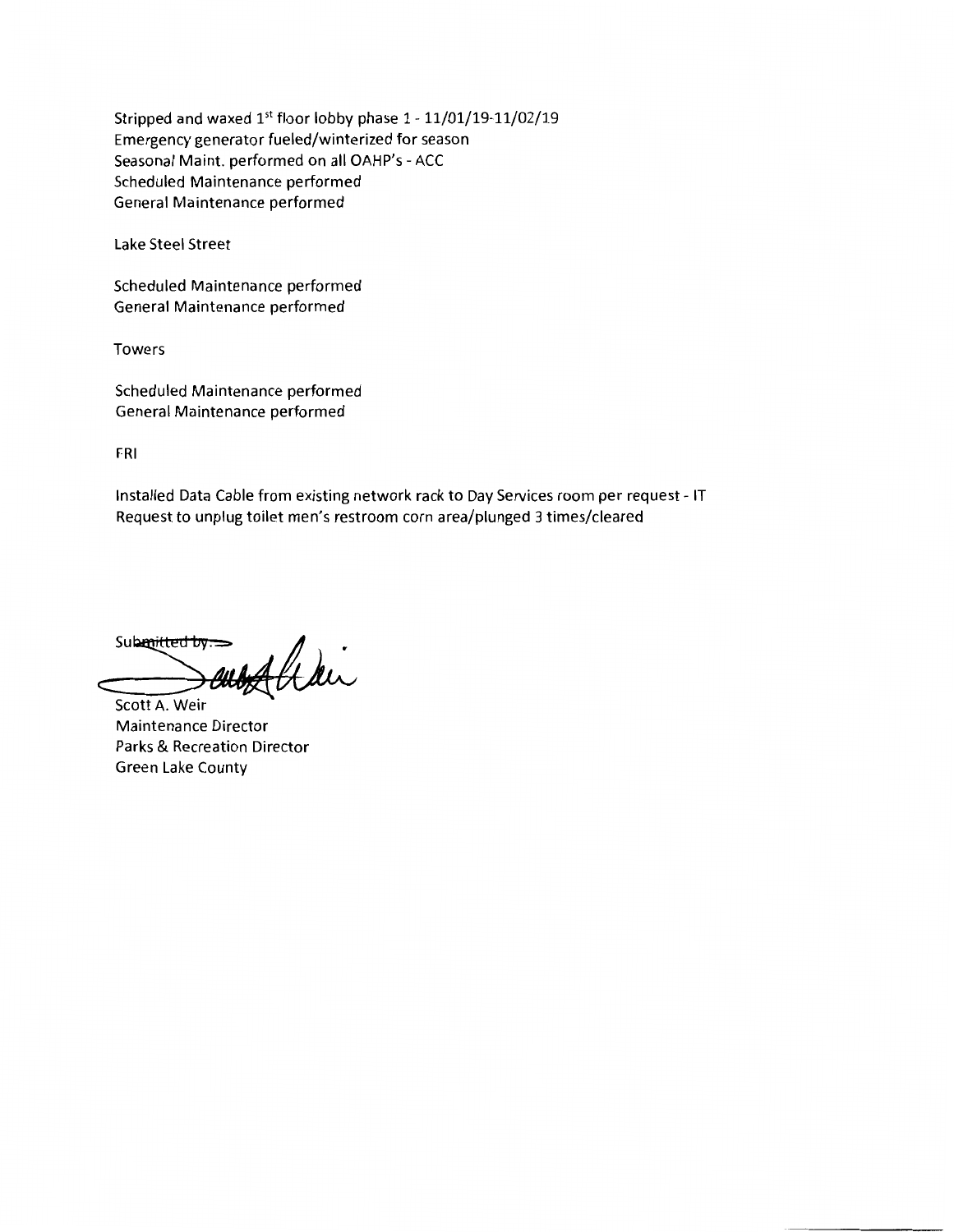Stripped and waxed 1st floor lobby phase 1 - 11/01/19-11/02/19
Emergency generator fueled/winterized for season
Seasonal Maint. performed on all OAHP's - ACC
Scheduled Maintenance performed
General Maintenance performed

Lake Steel Street

Scheduled Maintenance performed
General Maintenance performed

Towers

Scheduled Maintenance performed
General Maintenance performed

FRI

Installed Data Cable from existing network rack to Day Services room per request - IT
Request to unplug toilet men's restroom corn area/plunged 3 times/cleared

Submitted by:

Scott A. Weir
Maintenance Director
Parks & Recreation Director
Green Lake County